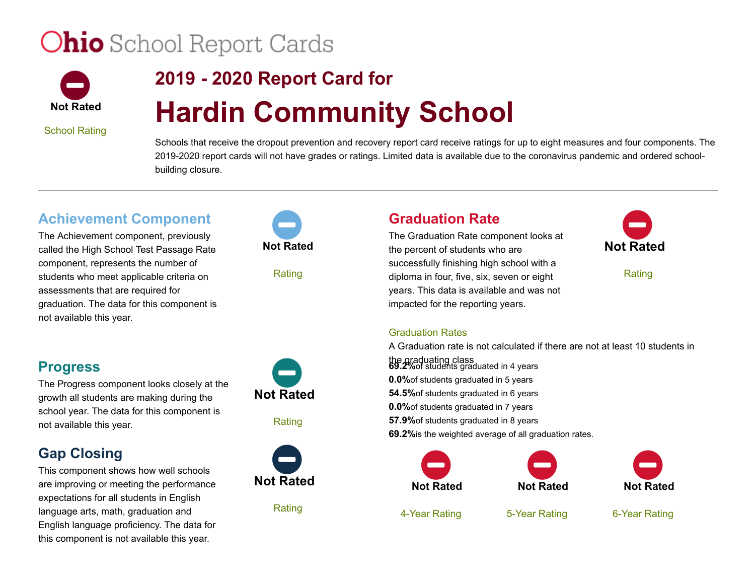# Ohio School Report Cards

**Not Rated**

School Rating

## 2019 - 2020 Report Card for

# Hardin Community School

Schools that receive the dropout prevention and recovery report card receive ratings for up to eight measures and four components. The 2019-2020 report cards will not have grades or ratings. Limited data is available due to the coronavirus pandemic and ordered school-building closure.

---

## Achievement Component

The Achievement component, previously called the High School Test Passage Rate component, represents the number of students who meet applicable criteria on assessments that are required for graduation. The data for this component is not available this year.

**Not Rated**

Rating

## Progress

The Progress component looks closely at the growth all students are making during the school year. The data for this component is not available this year.

**Not Rated**

Rating

## Gap Closing

This component shows how well schools are improving or meeting the performance expectations for all students in English language arts, math, graduation and English language proficiency. The data for this component is not available this year.

**Not Rated**

Rating

## Graduation Rate

The Graduation Rate component looks at the percent of students who are successfully finishing high school with a diploma in four, five, six, seven or eight years. This data is available and was not impacted for the reporting years.

**Not Rated**

Rating

### Graduation Rates

A Graduation rate is not calculated if there are not at least 10 students in the graduating class

**69.2%** of students graduated in 4 years

**0.0%** of students graduated in 5 years

**54.5%** of students graduated in 6 years

**0.0%** of students graduated in 7 years

**57.9%** of students graduated in 8 years

**69.2%** is the weighted average of all graduation rates.

| **Not Rated** | **Not Rated** | **Not Rated** |
|---|---|---|
| 4-Year Rating | 5-Year Rating | 6-Year Rating |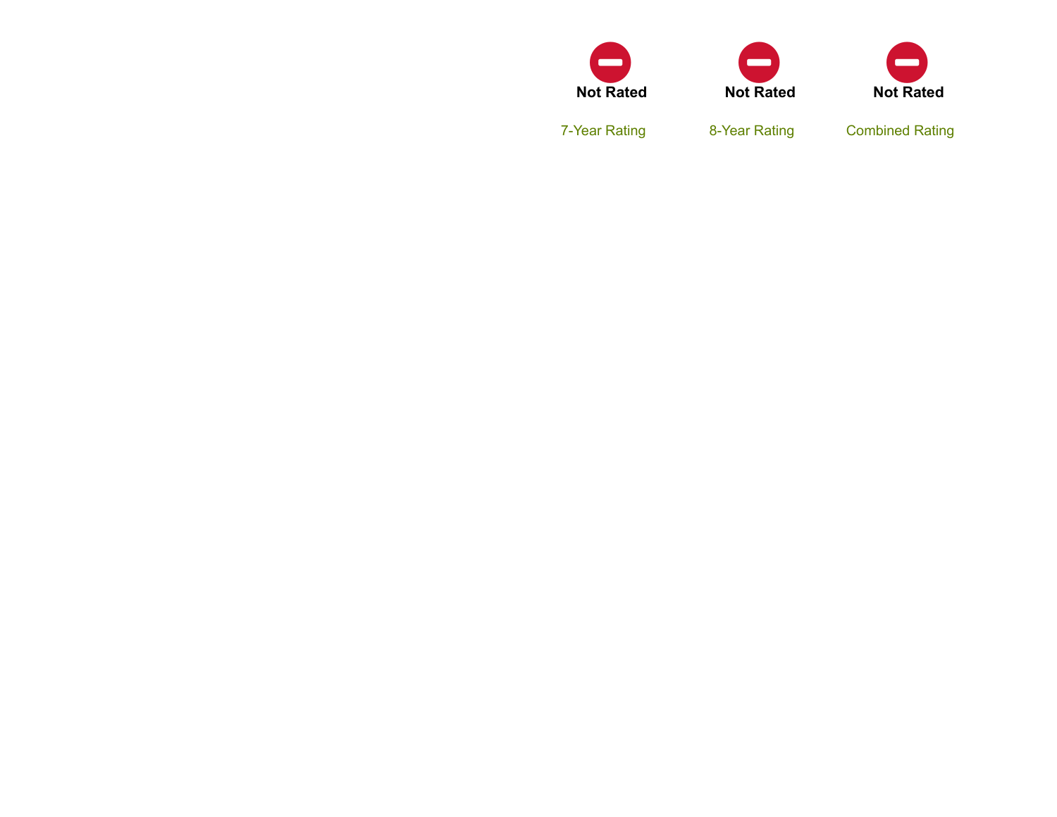Not Rated

7-Year Rating

Not Rated

8-Year Rating

Not Rated

Combined Rating